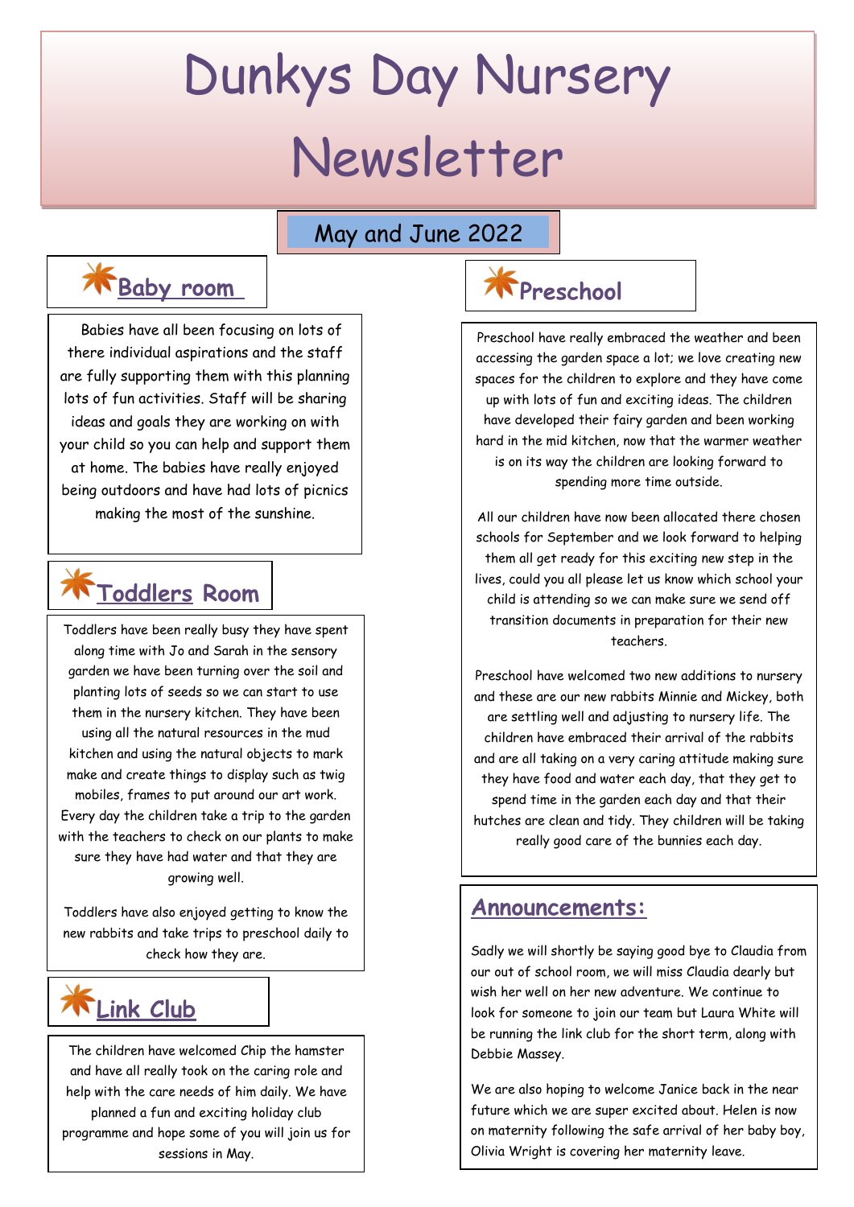# Dunkys Day Nursery Newsletter

May and June 2022

## Baby room

Babies have all been focusing on lots of there individual aspirations and the staff are fully supporting them with this planning lots of fun activities. Staff will be sharing ideas and goals they are working on with your child so you can help and support them at home. The babies have really enjoyed being outdoors and have had lots of picnics making the most of the sunshine.

## Toddlers Room

Toddlers have been really busy they have spent along time with Jo and Sarah in the sensory garden we have been turning over the soil and planting lots of seeds so we can start to use them in the nursery kitchen. They have been using all the natural resources in the mud kitchen and using the natural objects to mark make and create things to display such as twig mobiles, frames to put around our art work. Every day the children take a trip to the garden with the teachers to check on our plants to make sure they have had water and that they are growing well.

Toddlers have also enjoyed getting to know the new rabbits and take trips to preschool daily to check how they are.

## Link Club

The children have welcomed Chip the hamster and have all really took on the caring role and help with the care needs of him daily. We have planned a fun and exciting holiday club programme and hope some of you will join us for sessions in May.

## Preschool

Preschool have really embraced the weather and been accessing the garden space a lot; we love creating new spaces for the children to explore and they have come up with lots of fun and exciting ideas. The children have developed their fairy garden and been working hard in the mid kitchen, now that the warmer weather is on its way the children are looking forward to spending more time outside.

All our children have now been allocated there chosen schools for September and we look forward to helping them all get ready for this exciting new step in the lives, could you all please let us know which school your child is attending so we can make sure we send off transition documents in preparation for their new teachers.

Preschool have welcomed two new additions to nursery and these are our new rabbits Minnie and Mickey, both are settling well and adjusting to nursery life. The children have embraced their arrival of the rabbits and are all taking on a very caring attitude making sure they have food and water each day, that they get to spend time in the garden each day and that their hutches are clean and tidy. They children will be taking really good care of the bunnies each day.

## Announcements:

Sadly we will shortly be saying good bye to Claudia from our out of school room, we will miss Claudia dearly but wish her well on her new adventure. We continue to look for someone to join our team but Laura White will be running the link club for the short term, along with Debbie Massey.

We are also hoping to welcome Janice back in the near future which we are super excited about. Helen is now on maternity following the safe arrival of her baby boy, Olivia Wright is covering her maternity leave.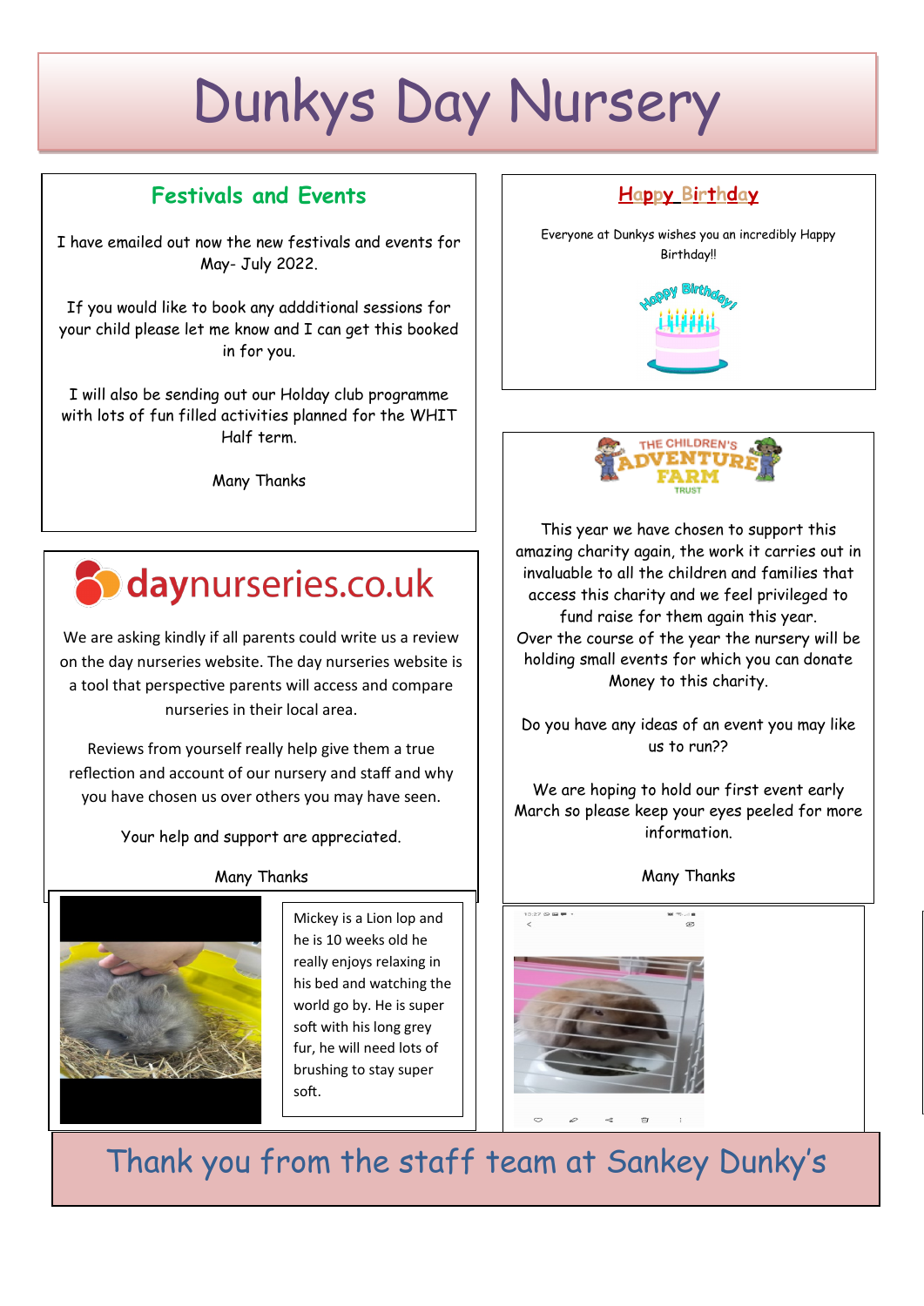# Dunkys Day Nursery

## Festivals and Events

I have emailed out now the new festivals and events for May- July 2022.

If you would like to book any addditional sessions for your child please let me know and I can get this booked in for you.

I will also be sending out our Holday club programme with lots of fun filled activities planned for the WHIT Half term.

Many Thanks

## daynurseries.co.uk

We are asking kindly if all parents could write us a review on the day nurseries website. The day nurseries website is a tool that perspective parents will access and compare nurseries in their local area.

Reviews from yourself really help give them a true reflection and account of our nursery and staff and why you have chosen us over others you may have seen.

Your help and support are appreciated.

Many Thanks

Mickey is a Lion lop and he is 10 weeks old he really enjoys relaxing in his bed and watching the world go by. He is super soft with his long grey fur, he will need lots of brushing to stay super soft.

## Happy Birthday

Everyone at Dunkys wishes you an incredibly Happy Birthday!!

## The Children's Adventure Farm Trust

This year we have chosen to support this amazing charity again, the work it carries out in invaluable to all the children and families that access this charity and we feel privileged to fund raise for them again this year.
Over the course of the year the nursery will be holding small events for which you can donate Money to this charity.

Do you have any ideas of an event you may like us to run??

We are hoping to hold our first event early March so please keep your eyes peeled for more information.

Many Thanks

Thank you from the staff team at Sankey Dunky's